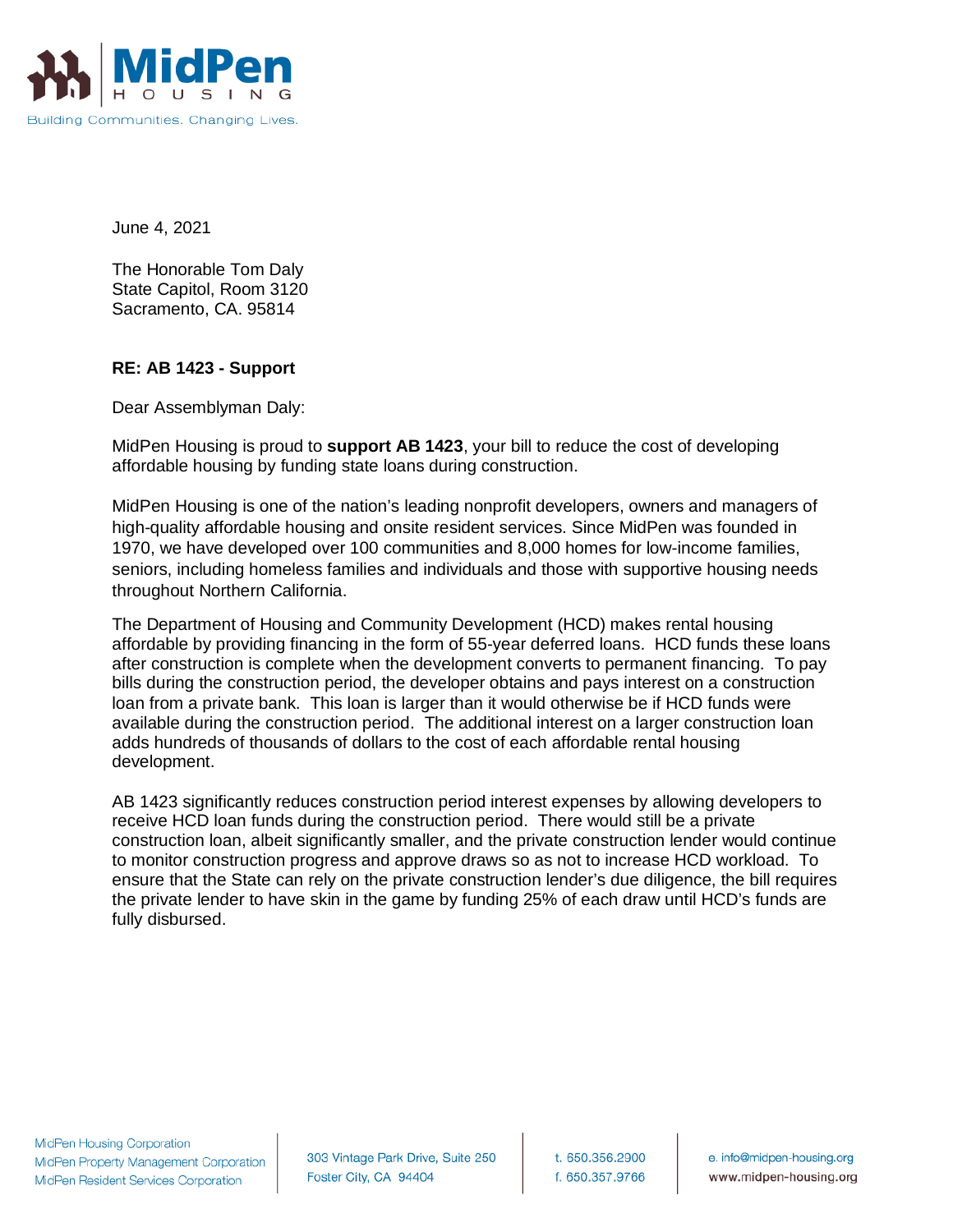MidPen HOUSING

Building Communities. Changing Lives.

June 4, 2021

The Honorable Tom Daly
State Capitol, Room 3120
Sacramento, CA. 95814

**RE: AB 1423 - Support**

Dear Assemblyman Daly:

MidPen Housing is proud to **support AB 1423**, your bill to reduce the cost of developing affordable housing by funding state loans during construction.

MidPen Housing is one of the nation's leading nonprofit developers, owners and managers of high-quality affordable housing and onsite resident services. Since MidPen was founded in 1970, we have developed over 100 communities and 8,000 homes for low-income families, seniors, including homeless families and individuals and those with supportive housing needs throughout Northern California.

The Department of Housing and Community Development (HCD) makes rental housing affordable by providing financing in the form of 55-year deferred loans. HCD funds these loans after construction is complete when the development converts to permanent financing. To pay bills during the construction period, the developer obtains and pays interest on a construction loan from a private bank. This loan is larger than it would otherwise be if HCD funds were available during the construction period. The additional interest on a larger construction loan adds hundreds of thousands of dollars to the cost of each affordable rental housing development.

AB 1423 significantly reduces construction period interest expenses by allowing developers to receive HCD loan funds during the construction period. There would still be a private construction loan, albeit significantly smaller, and the private construction lender would continue to monitor construction progress and approve draws so as not to increase HCD workload. To ensure that the State can rely on the private construction lender's due diligence, the bill requires the private lender to have skin in the game by funding 25% of each draw until HCD's funds are fully disbursed.

MidPen Housing Corporation
MidPen Property Management Corporation
MidPen Resident Services Corporation

303 Vintage Park Drive, Suite 250
Foster City, CA 94404

t. 650.356.2900
f. 650.357.9766

e. info@midpen-housing.org
www.midpen-housing.org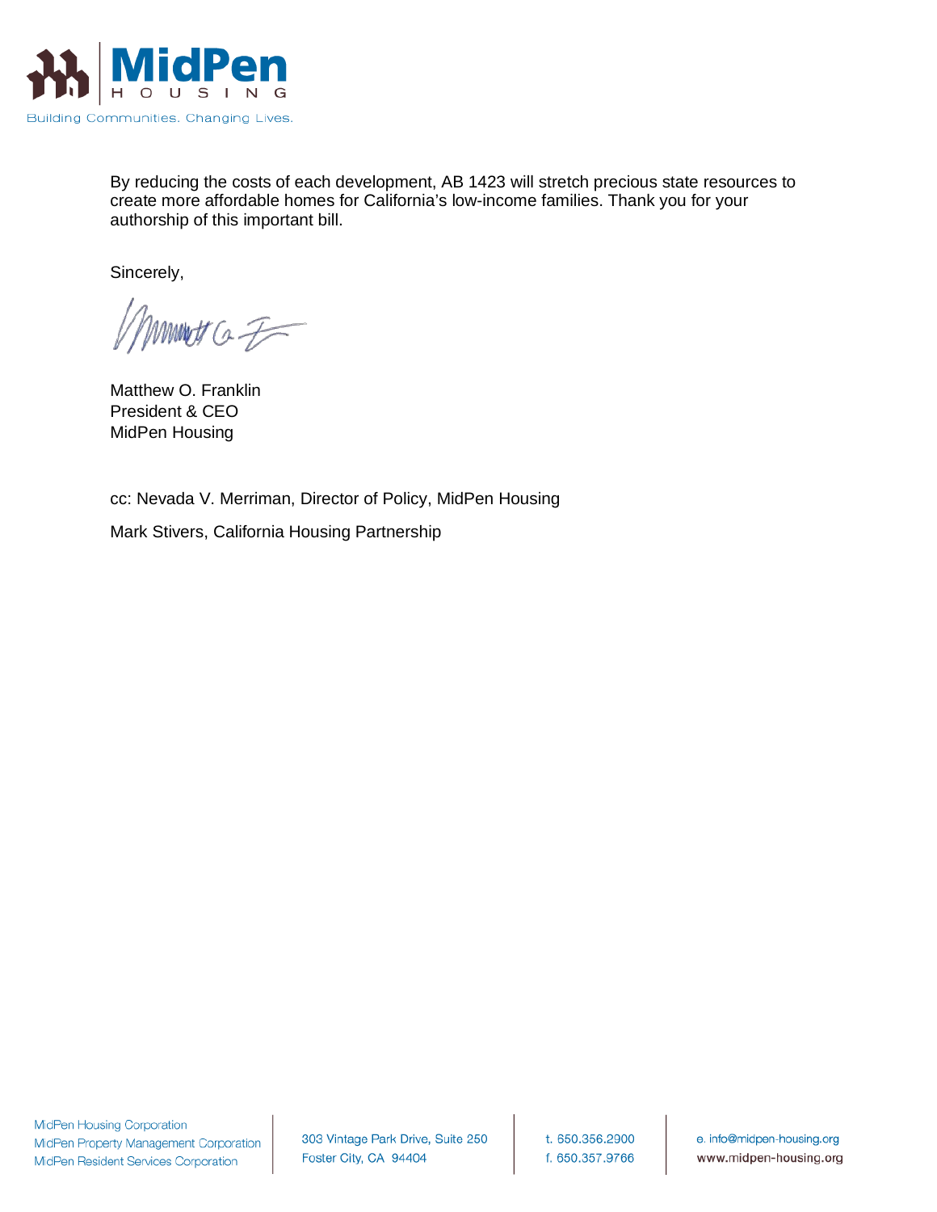By reducing the costs of each development, AB 1423 will stretch precious state resources to create more affordable homes for California's low-income families. Thank you for your authorship of this important bill.

Sincerely,

Matthew O. Franklin  
President & CEO  
MidPen Housing

cc: Nevada V. Merriman, Director of Policy, MidPen Housing

Mark Stivers, California Housing Partnership